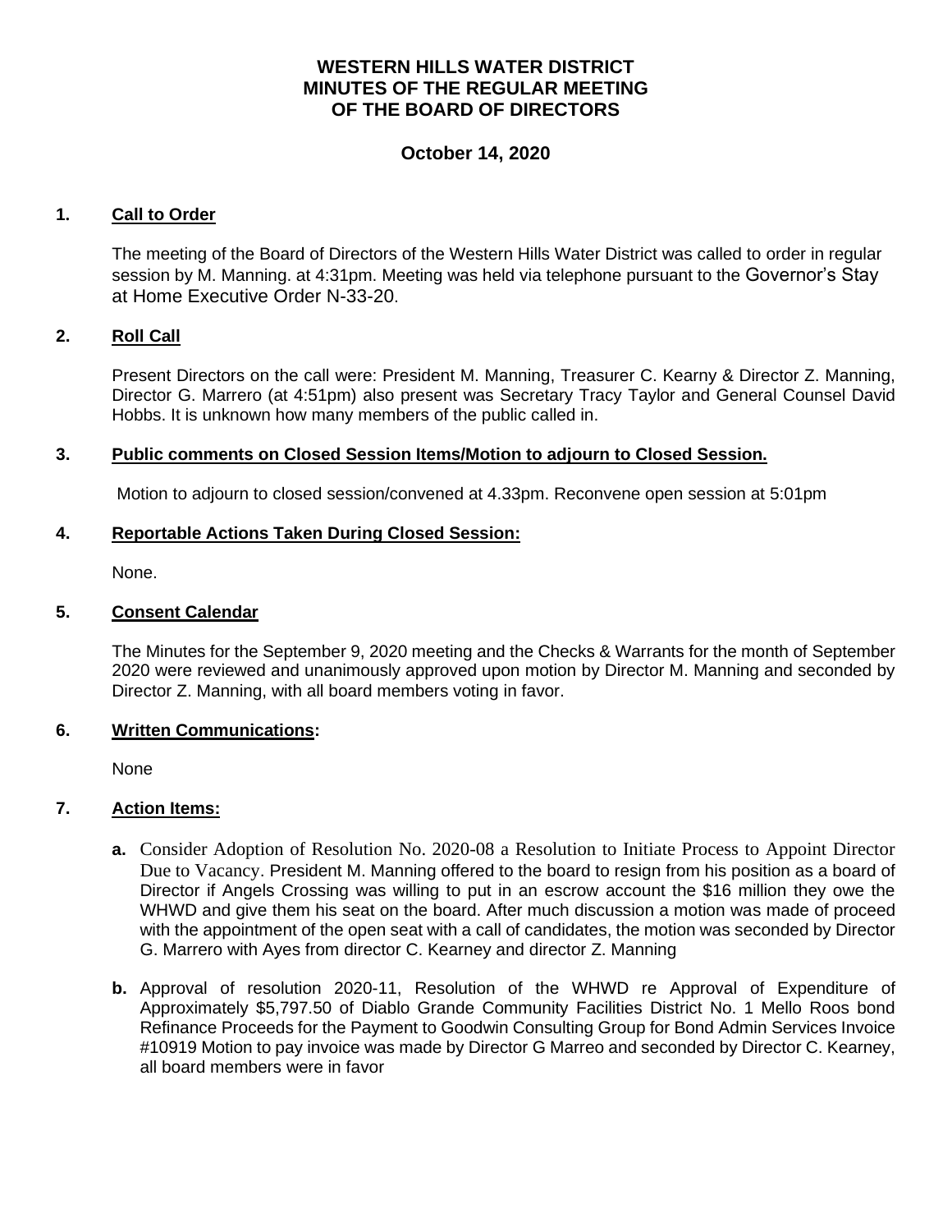# WESTERN HILLS WATER DISTRICT
# MINUTES OF THE REGULAR MEETING
# OF THE BOARD OF DIRECTORS

## October 14, 2020

**1. Call to Order**

The meeting of the Board of Directors of the Western Hills Water District was called to order in regular session by M. Manning. at 4:31pm. Meeting was held via telephone pursuant to the Governor's Stay at Home Executive Order N-33-20.

**2. Roll Call**

Present Directors on the call were: President M. Manning, Treasurer C. Kearny & Director Z. Manning, Director G. Marrero (at 4:51pm) also present was Secretary Tracy Taylor and General Counsel David Hobbs. It is unknown how many members of the public called in.

**3. Public comments on Closed Session Items/Motion to adjourn to Closed Session.**

Motion to adjourn to closed session/convened at 4.33pm. Reconvene open session at 5:01pm

**4. Reportable Actions Taken During Closed Session:**

None.

**5. Consent Calendar**

The Minutes for the September 9, 2020 meeting and the Checks & Warrants for the month of September 2020 were reviewed and unanimously approved upon motion by Director M. Manning and seconded by Director Z. Manning, with all board members voting in favor.

**6. Written Communications:**

None

**7. Action Items:**

- **a.** Consider Adoption of Resolution No. 2020-08 a Resolution to Initiate Process to Appoint Director Due to Vacancy. President M. Manning offered to the board to resign from his position as a board of Director if Angels Crossing was willing to put in an escrow account the $16 million they owe the WHWD and give them his seat on the board. After much discussion a motion was made of proceed with the appointment of the open seat with a call of candidates, the motion was seconded by Director G. Marrero with Ayes from director C. Kearney and director Z. Manning
- **b.** Approval of resolution 2020-11, Resolution of the WHWD re Approval of Expenditure of Approximately $5,797.50 of Diablo Grande Community Facilities District No. 1 Mello Roos bond Refinance Proceeds for the Payment to Goodwin Consulting Group for Bond Admin Services Invoice #10919 Motion to pay invoice was made by Director G Marreo and seconded by Director C. Kearney, all board members were in favor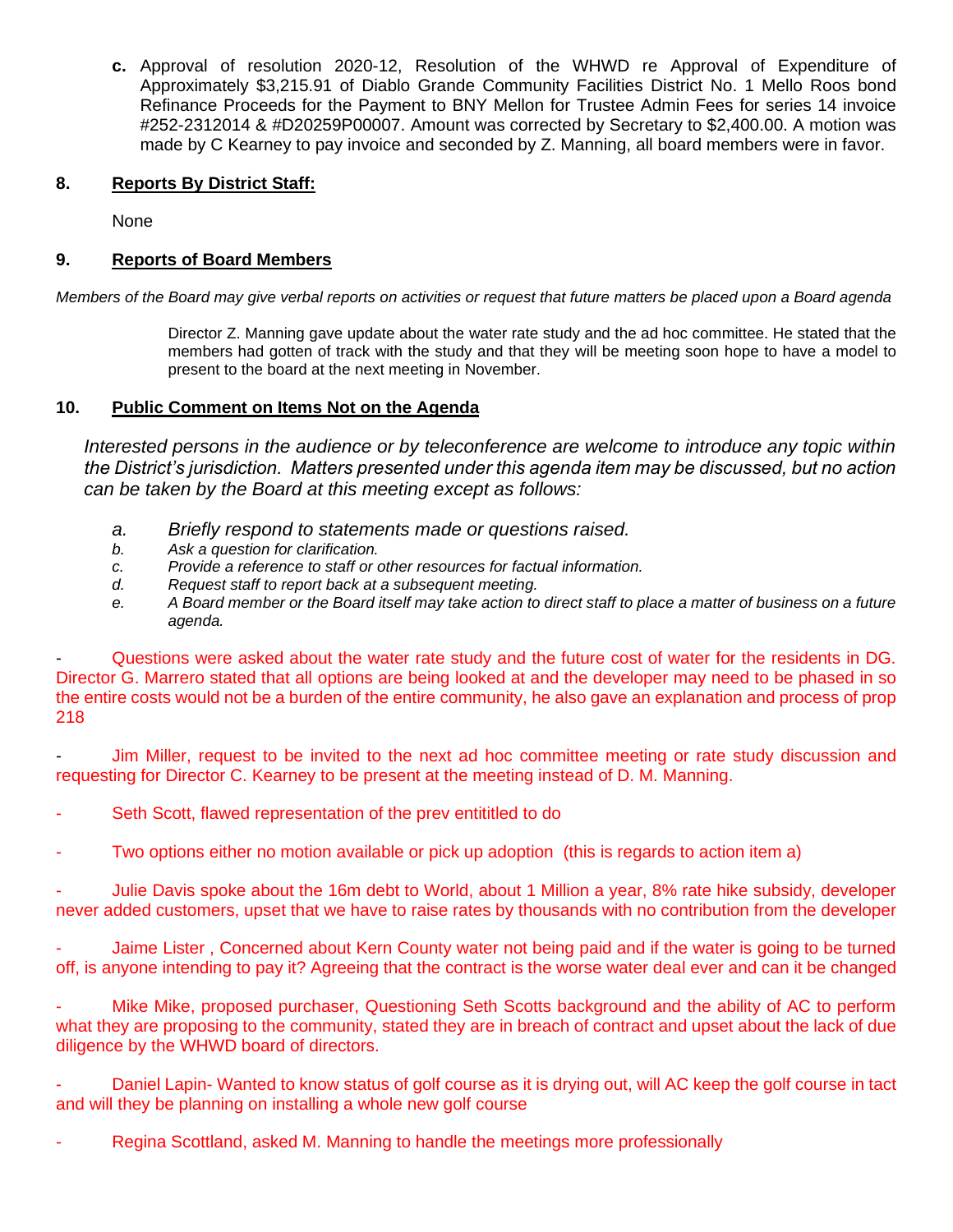**c.** Approval of resolution 2020-12, Resolution of the WHWD re Approval of Expenditure of Approximately $3,215.91 of Diablo Grande Community Facilities District No. 1 Mello Roos bond Refinance Proceeds for the Payment to BNY Mellon for Trustee Admin Fees for series 14 invoice #252-2312014 & #D20259P00007. Amount was corrected by Secretary to $2,400.00. A motion was made by C Kearney to pay invoice and seconded by Z. Manning, all board members were in favor.

## 8. <u>Reports By District Staff:</u>

None

## 9. <u>Reports of Board Members</u>

*Members of the Board may give verbal reports on activities or request that future matters be placed upon a Board agenda*

Director Z. Manning gave update about the water rate study and the ad hoc committee. He stated that the members had gotten of track with the study and that they will be meeting soon hope to have a model to present to the board at the next meeting in November.

## 10. <u>Public Comment on Items Not on the Agenda</u>

*Interested persons in the audience or by teleconference are welcome to introduce any topic within the District's jurisdiction. Matters presented under this agenda item may be discussed, but no action can be taken by the Board at this meeting except as follows:*

*a. Briefly respond to statements made or questions raised.*
*b. Ask a question for clarification.*
*c. Provide a reference to staff or other resources for factual information.*
*d. Request staff to report back at a subsequent meeting.*
*e. A Board member or the Board itself may take action to direct staff to place a matter of business on a future agenda.*

- Questions were asked about the water rate study and the future cost of water for the residents in DG. Director G. Marrero stated that all options are being looked at and the developer may need to be phased in so the entire costs would not be a burden of the entire community, he also gave an explanation and process of prop 218

- Jim Miller, request to be invited to the next ad hoc committee meeting or rate study discussion and requesting for Director C. Kearney to be present at the meeting instead of D. M. Manning.

- Seth Scott, flawed representation of the prev entititled to do

- Two options either no motion available or pick up adoption (this is regards to action item a)

- Julie Davis spoke about the 16m debt to World, about 1 Million a year, 8% rate hike subsidy, developer never added customers, upset that we have to raise rates by thousands with no contribution from the developer

- Jaime Lister , Concerned about Kern County water not being paid and if the water is going to be turned off, is anyone intending to pay it? Agreeing that the contract is the worse water deal ever and can it be changed

- Mike Mike, proposed purchaser, Questioning Seth Scotts background and the ability of AC to perform what they are proposing to the community, stated they are in breach of contract and upset about the lack of due diligence by the WHWD board of directors.

- Daniel Lapin- Wanted to know status of golf course as it is drying out, will AC keep the golf course in tact and will they be planning on installing a whole new golf course

- Regina Scottland, asked M. Manning to handle the meetings more professionally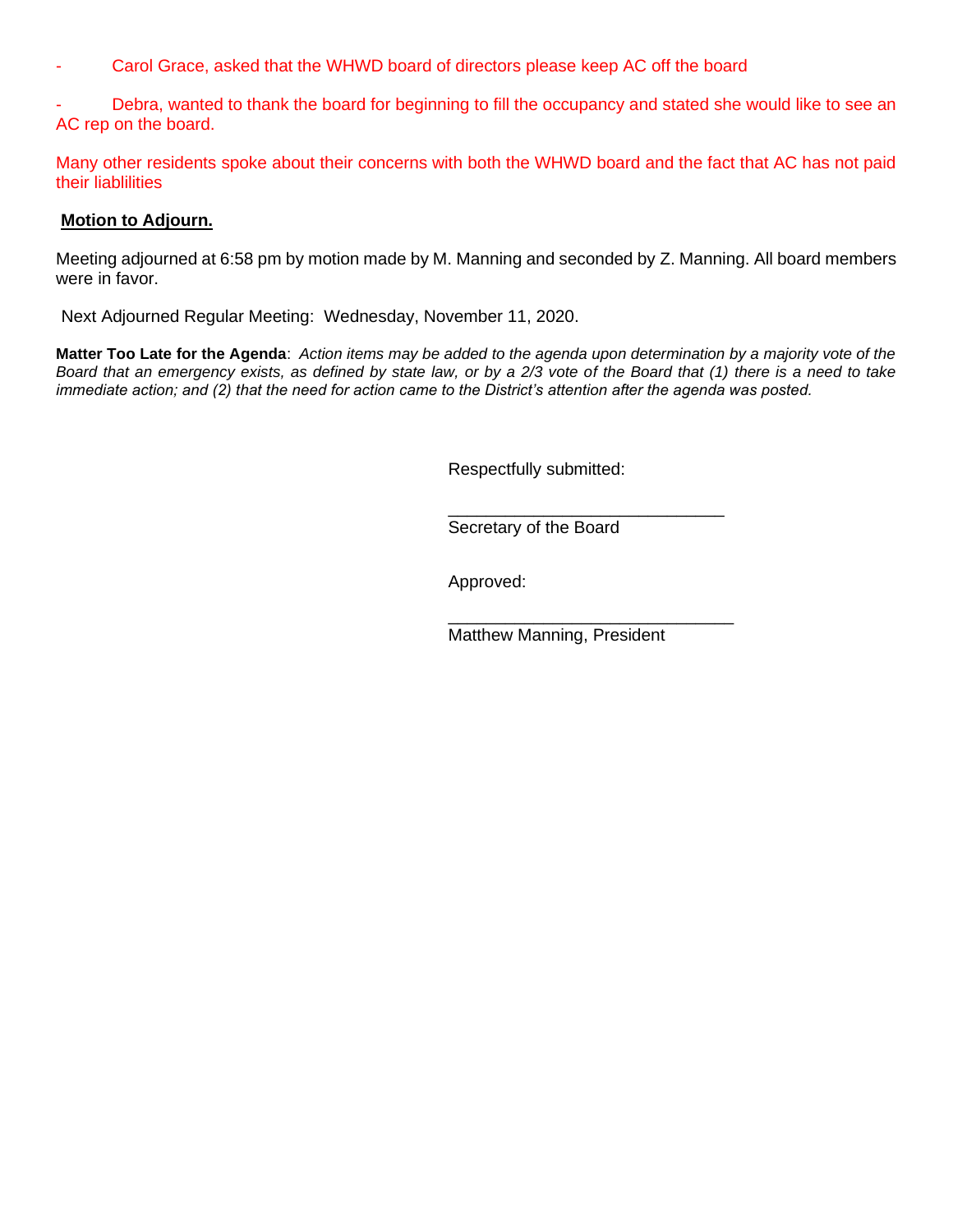- Carol Grace, asked that the WHWD board of directors please keep AC off the board

- Debra, wanted to thank the board for beginning to fill the occupancy and stated she would like to see an AC rep on the board.

Many other residents spoke about their concerns with both the WHWD board and the fact that AC has not paid their liablilities

**Motion to Adjourn.**

Meeting adjourned at 6:58 pm by motion made by M. Manning and seconded by Z. Manning. All board members were in favor.

Next Adjourned Regular Meeting: Wednesday, November 11, 2020.

**Matter Too Late for the Agenda**: *Action items may be added to the agenda upon determination by a majority vote of the Board that an emergency exists, as defined by state law, or by a 2/3 vote of the Board that (1) there is a need to take immediate action; and (2) that the need for action came to the District's attention after the agenda was posted.*

Respectfully submitted:

______________________________
Secretary of the Board

Approved:

______________________________
Matthew Manning, President